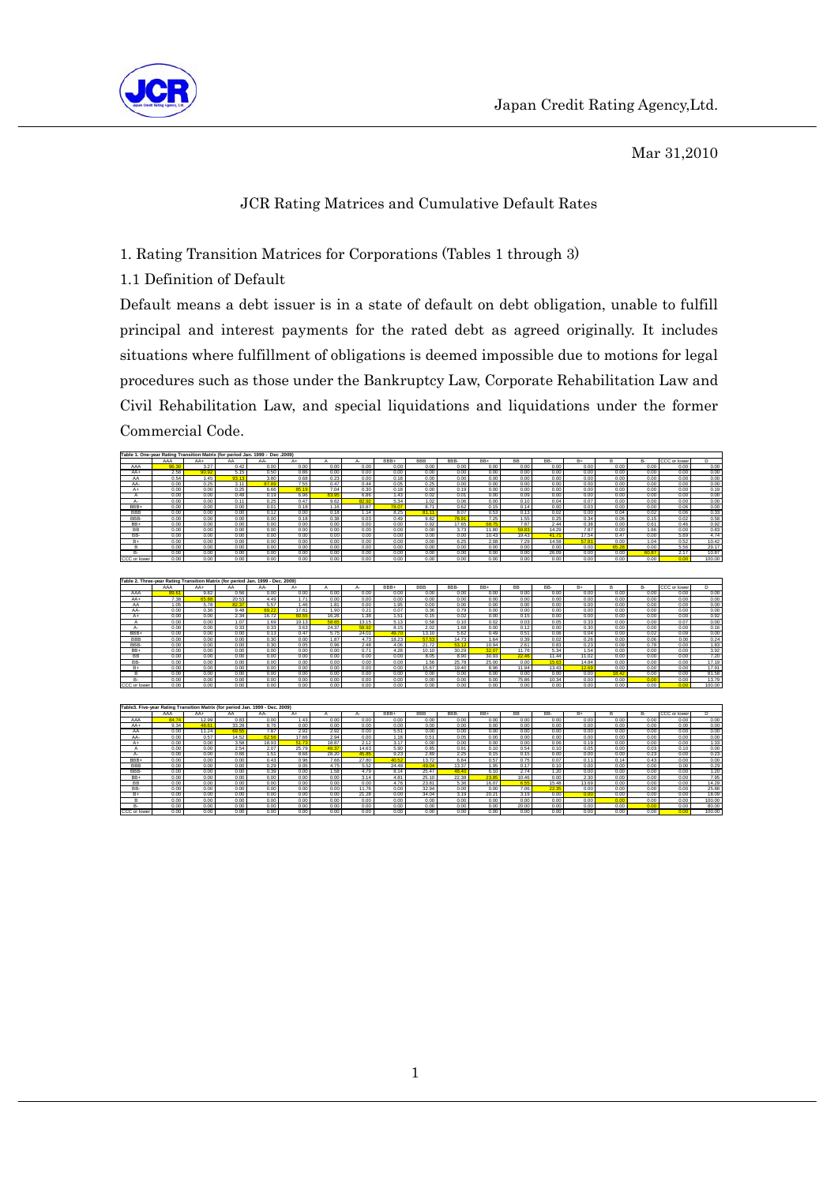Japan Credit Rating Agency,Ltd.

Mar 31,2010

# JCR Rating Matrices and Cumulative Default Rates

## 1. Rating Transition Matrices for Corporations (Tables 1 through 3)

### 1.1 Definition of Default

Default means a debt issuer is in a state of default on debt obligation, unable to fulfill principal and interest payments for the rated debt as agreed originally. It includes situations where fulfillment of obligations is deemed impossible due to motions for legal procedures such as those under the Bankruptcy Law, Corporate Rehabilitation Law and Civil Rehabilitation Law, and special liquidations and liquidations under the former Commercial Code.

Table 1. One-year Rating Transition Matrix (for period Jan. 1999 - Dec. 2009)

| | AAA | AA+ | AA | AA- | A+ | A | A- | BBB+ | BBB | BBB- | BB+ | BB | BB- | B+ | B | B- | CCC or lower | D |
|---|---|---|---|---|---|---|---|---|---|---|---|---|---|---|---|---|---|---|
| AAA | 96.30 | 3.27 | 0.42 | 0.00 | 0.00 | 0.00 | 0.00 | 0.00 | 0.00 | 0.00 | 0.00 | 0.00 | 0.00 | 0.00 | 0.00 | 0.00 | 0.00 | 0.00 |
| AA+ | 2.58 | 90.92 | 5.15 | 0.50 | 0.86 | 0.00 | 0.00 | 0.00 | 0.00 | 0.00 | 0.00 | 0.00 | 0.00 | 0.00 | 0.00 | 0.00 | 0.00 | 0.00 |
| AA | 0.54 | 1.45 | 93.13 | 3.80 | 0.68 | 0.23 | 0.00 | 0.18 | 0.00 | 0.00 | 0.00 | 0.00 | 0.00 | 0.00 | 0.00 | 0.00 | 0.00 | 0.00 |
| AA- | 0.00 | 0.25 | 3.11 | 87.89 | 7.55 | 0.47 | 0.44 | 0.05 | 0.25 | 0.00 | 0.00 | 0.00 | 0.00 | 0.00 | 0.00 | 0.00 | 0.00 | 0.00 |
| A+ | 0.00 | 0.00 | 0.25 | 6.66 | 85.19 | 7.04 | 0.30 | 0.18 | 0.00 | 0.19 | 0.00 | 0.00 | 0.00 | 0.00 | 0.00 | 0.00 | 0.00 | 0.19 |
| A | 0.00 | 0.00 | 0.49 | 0.19 | 6.96 | 83.95 | 6.86 | 1.43 | 0.02 | 0.01 | 0.00 | 0.09 | 0.00 | 0.00 | 0.00 | 0.00 | 0.00 | 0.00 |
| A- | 0.00 | 0.00 | 0.11 | 0.25 | 0.47 | 9.62 | 82.92 | 5.34 | 1.02 | 0.06 | 0.00 | 0.10 | 0.04 | 0.07 | 0.00 | 0.00 | 0.00 | 0.00 |
| BBB+ | 0.00 | 0.00 | 0.00 | 0.01 | 0.18 | 1.16 | 10.87 | 78.07 | 8.71 | 0.62 | 0.15 | 0.14 | 0.00 | 0.03 | 0.00 | 0.00 | 0.06 | 0.00 |
| BBB | 0.00 | 0.00 | 0.00 | 0.12 | 0.00 | 0.19 | 1.14 | 8.25 | 81.11 | 8.07 | 0.53 | 0.13 | 0.02 | 0.00 | 0.24 | 0.02 | 0.06 | 0.33 |
| BBB- | 0.00 | 0.00 | 0.00 | 0.00 | 0.18 | 0.38 | 0.03 | 0.49 | 9.62 | 78.91 | 7.25 | 1.55 | 0.25 | 0.34 | 0.06 | 0.15 | 0.02 | 0.58 |
| BB+ | 0.00 | 0.00 | 0.00 | 0.00 | 0.00 | 0.00 | 0.00 | 0.00 | 0.92 | 17.65 | 68.75 | 7.87 | 2.44 | 0.38 | 0.00 | 0.61 | 0.46 | 0.92 |
| BB | 0.00 | 0.00 | 0.00 | 0.00 | 0.00 | 0.00 | 0.00 | 0.00 | 0.00 | 3.73 | 11.88 | 59.83 | 14.29 | 7.87 | 0.00 | 1.66 | 0.00 | 0.83 |
| BB- | 0.00 | 0.00 | 0.00 | 0.00 | 0.00 | 0.00 | 0.00 | 0.00 | 0.00 | 0.00 | 10.43 | 19.43 | 41.71 | 17.54 | 0.47 | 0.00 | 5.69 | 4.74 |
| B+ | 0.00 | 0.00 | 0.00 | 0.00 | 0.00 | 0.00 | 0.00 | 0.00 | 0.00 | 6.25 | 2.08 | 7.29 | 14.58 | 57.81 | 0.00 | 1.04 | 0.52 | 10.42 |
| B | 0.00 | 0.00 | 0.00 | 0.00 | 0.00 | 0.00 | 0.00 | 0.00 | 0.00 | 0.00 | 0.00 | 0.00 | 0.00 | 0.00 | 65.28 | 0.00 | 5.56 | 29.17 |
| B- | 0.00 | 0.00 | 0.00 | 0.00 | 0.00 | 0.00 | 0.00 | 0.00 | 0.00 | 0.00 | 0.00 | 0.00 | 26.09 | 0.00 | 0.00 | 60.87 | 2.17 | 10.87 |
| CCC or lower | 0.00 | 0.00 | 0.00 | 0.00 | 0.00 | 0.00 | 0.00 | 0.00 | 0.00 | 0.00 | 0.00 | 0.00 | 0.00 | 0.00 | 0.00 | 0.00 | 0.00 | 100.00 |

Table 2. Three-year Rating Transition Matrix (for period Jan. 1999 - Dec. 2009)

| | AAA | AA+ | AA | AA- | A+ | A | A- | BBB+ | BBB | BBB- | BB+ | BB | BB- | B+ | B | B- | CCC or lower | D |
|---|---|---|---|---|---|---|---|---|---|---|---|---|---|---|---|---|---|---|
| AAA | 89.61 | 9.82 | 0.56 | 0.00 | 0.00 | 0.00 | 0.00 | 0.00 | 0.00 | 0.00 | 0.00 | 0.00 | 0.00 | 0.00 | 0.00 | 0.00 | 0.00 | 0.00 |
| AA+ | 7.38 | 65.88 | 20.53 | 4.49 | 1.71 | 0.00 | 0.00 | 0.00 | 0.00 | 0.00 | 0.00 | 0.00 | 0.00 | 0.00 | 0.00 | 0.00 | 0.00 | 0.00 |
| AA | 1.05 | 5.78 | 82.37 | 5.57 | 1.46 | 1.81 | 0.00 | 1.95 | 0.00 | 0.00 | 0.00 | 0.00 | 0.00 | 0.00 | 0.00 | 0.00 | 0.00 | 0.00 |
| AA- | 0.00 | 0.36 | 9.48 | 69.22 | 17.61 | 1.90 | 0.21 | 0.07 | 0.36 | 0.79 | 0.00 | 0.00 | 0.00 | 0.00 | 0.00 | 0.00 | 0.00 | 0.00 |
| A+ | 0.00 | 0.00 | 2.34 | 16.72 | 60.55 | 16.26 | 1.38 | 1.51 | 0.15 | 0.02 | 0.00 | 0.15 | 0.00 | 0.00 | 0.00 | 0.00 | 0.00 | 0.92 |
| A | 0.00 | 0.00 | 1.07 | 1.69 | 19.13 | 58.65 | 13.15 | 5.13 | 0.58 | 0.10 | 0.02 | 0.03 | 0.05 | 0.33 | 0.00 | 0.00 | 0.07 | 0.00 |
| A- | 0.00 | 0.00 | 0.33 | 0.33 | 3.63 | 24.37 | 58.92 | 8.15 | 2.02 | 1.68 | 0.00 | 0.12 | 0.00 | 0.30 | 0.00 | 0.00 | 0.00 | 0.16 |
| BBB+ | 0.00 | 0.00 | 0.00 | 0.13 | 0.47 | 5.75 | 24.01 | 49.79 | 13.10 | 5.62 | 0.49 | 0.51 | 0.06 | 0.04 | 0.00 | 0.02 | 0.09 | 0.00 |
| BBB | 0.00 | 0.00 | 0.00 | 0.30 | 0.00 | 1.87 | 4.73 | 18.23 | 57.53 | 14.73 | 1.64 | 0.39 | 0.02 | 0.26 | 0.00 | 0.06 | 0.00 | 0.24 |
| BBB- | 0.00 | 0.00 | 0.00 | 0.30 | 0.05 | 0.96 | 2.48 | 4.06 | 21.72 | 53.12 | 10.94 | 2.61 | 0.83 | 0.23 | 0.09 | 0.78 | 0.00 | 1.63 |
| BB+ | 0.00 | 0.00 | 0.00 | 0.00 | 0.00 | 0.00 | 0.71 | 4.28 | 10.10 | 30.29 | 32.07 | 11.76 | 5.34 | 1.54 | 0.00 | 0.00 | 0.00 | 3.92 |
| BB | 0.00 | 0.00 | 0.00 | 0.00 | 0.00 | 0.00 | 0.00 | 0.00 | 8.05 | 8.90 | 30.93 | 22.46 | 11.44 | 11.02 | 0.00 | 0.00 | 0.00 | 7.20 |
| BB- | 0.00 | 0.00 | 0.00 | 0.00 | 0.00 | 0.00 | 0.00 | 0.00 | 1.56 | 25.78 | 25.00 | 0.00 | 15.63 | 14.84 | 0.00 | 0.00 | 0.00 | 17.19 |
| B+ | 0.00 | 0.00 | 0.00 | 0.00 | 0.00 | 0.00 | 0.00 | 0.00 | 15.67 | 19.40 | 8.96 | 11.94 | 13.43 | 12.69 | 0.00 | 0.00 | 0.00 | 17.91 |
| B | 0.00 | 0.00 | 0.00 | 0.00 | 0.00 | 0.00 | 0.00 | 0.00 | 0.00 | 0.00 | 0.00 | 0.00 | 0.00 | 0.00 | 18.42 | 0.00 | 0.00 | 81.58 |
| B- | 0.00 | 0.00 | 0.00 | 0.00 | 0.00 | 0.00 | 0.00 | 0.00 | 0.00 | 0.00 | 0.00 | 75.86 | 10.34 | 0.00 | 0.00 | 0.00 | 0.00 | 13.79 |
| CCC or lower | 0.00 | 0.00 | 0.00 | 0.00 | 0.00 | 0.00 | 0.00 | 0.00 | 0.00 | 0.00 | 0.00 | 0.00 | 0.00 | 0.00 | 0.00 | 0.00 | 0.00 | 100.00 |

Table3. Five-year Rating Transition Matrix (for period Jan. 1999 - Dec. 2009)

| | AAA | AA+ | AA | AA- | A+ | A | A- | BBB+ | BBB | BBB- | BB+ | BB | BB- | B+ | B | B- | CCC or lower | D |
|---|---|---|---|---|---|---|---|---|---|---|---|---|---|---|---|---|---|---|
| AAA | 84.74 | 12.99 | 0.83 | 0.00 | 1.43 | 0.00 | 0.00 | 0.00 | 0.00 | 0.00 | 0.00 | 0.00 | 0.00 | 0.00 | 0.00 | 0.00 | 0.00 | 0.00 |
| AA+ | 9.34 | 48.61 | 33.28 | 8.76 | 0.00 | 0.00 | 0.00 | 0.00 | 0.00 | 0.00 | 0.00 | 0.00 | 0.00 | 0.00 | 0.00 | 0.00 | 0.00 | 0.00 |
| AA | 0.00 | 11.24 | 69.55 | 7.87 | 2.92 | 2.92 | 0.00 | 5.51 | 0.00 | 0.00 | 0.00 | 0.00 | 0.00 | 0.00 | 0.00 | 0.00 | 0.00 | 0.00 |
| AA- | 0.00 | 0.57 | 14.52 | 62.56 | 17.66 | 2.94 | 0.00 | 1.18 | 0.51 | 0.05 | 0.00 | 0.00 | 0.00 | 0.00 | 0.00 | 0.00 | 0.00 | 0.00 |
| A+ | 0.00 | 0.00 | 3.58 | 18.93 | 51.73 | 18.87 | 2.12 | 3.17 | 0.00 | 0.00 | 0.00 | 0.00 | 0.06 | 0.19 | 0.00 | 0.00 | 0.00 | 1.33 |
| A | 0.00 | 0.00 | 2.54 | 2.07 | 25.79 | 46.37 | 14.63 | 5.90 | 0.85 | 0.91 | 0.10 | 0.54 | 0.10 | 0.05 | 0.00 | 0.03 | 0.10 | 0.00 |
| A- | 0.00 | 0.00 | 0.66 | 1.51 | 8.66 | 28.20 | 45.85 | 9.23 | 2.89 | 2.25 | 0.15 | 0.15 | 0.00 | 0.00 | 0.00 | 0.23 | 0.00 | 0.22 |
| BBB+ | 0.00 | 0.00 | 0.00 | 0.43 | 0.96 | 7.66 | 27.80 | 40.52 | 13.72 | 6.84 | 0.57 | 0.75 | 0.07 | 0.11 | 0.14 | 0.43 | 0.00 | 0.00 |
| BBB | 0.00 | 0.00 | 0.00 | 0.29 | 0.05 | 4.75 | 5.52 | 24.48 | 49.04 | 13.37 | 1.95 | 0.17 | 0.10 | 0.00 | 0.00 | 0.00 | 0.00 | 0.29 |
| BBB- | 0.00 | 0.00 | 0.00 | 0.39 | 0.00 | 1.58 | 4.79 | 8.14 | 25.47 | 46.46 | 6.10 | 2.74 | 1.20 | 0.00 | 0.00 | 0.00 | 0.00 | 1.20 |
| BB+ | 0.00 | 0.00 | 0.00 | 0.00 | 0.00 | 0.00 | 3.14 | 4.81 | 25.10 | 22.38 | 23.85 | 10.46 | 0.00 | 2.30 | 0.00 | 0.00 | 0.00 | 7.95 |
| BB | 0.00 | 0.00 | 0.00 | 0.00 | 0.00 | 0.00 | 0.00 | 4.76 | 23.81 | 5.36 | 16.07 | 8.93 | 15.48 | 13.69 | 0.00 | 0.00 | 0.00 | 14.29 |
| BB- | 0.00 | 0.00 | 0.00 | 0.00 | 0.00 | 0.00 | 11.76 | 0.00 | 32.94 | 0.00 | 0.00 | 7.06 | 22.35 | 0.00 | 0.00 | 0.00 | 0.00 | 25.88 |
| B+ | 0.00 | 0.00 | 0.00 | 0.00 | 0.00 | 0.00 | 21.28 | 0.00 | 34.04 | 3.19 | 20.21 | 3.19 | 0.00 | 0.00 | 0.00 | 0.00 | 0.00 | 18.09 |
| B | 0.00 | 0.00 | 0.00 | 0.00 | 0.00 | 0.00 | 0.00 | 0.00 | 0.00 | 0.00 | 0.00 | 0.00 | 0.00 | 0.00 | 0.00 | 0.00 | 0.00 | 100.00 |
| B- | 0.00 | 0.00 | 0.00 | 0.00 | 0.00 | 0.00 | 0.00 | 0.00 | 0.00 | 0.00 | 0.00 | 20.00 | 0.00 | 0.00 | 0.00 | 0.00 | 0.00 | 80.00 |
| CCC or lower | 0.00 | 0.00 | 0.00 | 0.00 | 0.00 | 0.00 | 0.00 | 0.00 | 0.00 | 0.00 | 0.00 | 0.00 | 0.00 | 0.00 | 0.00 | 0.00 | 0.00 | 100.00 |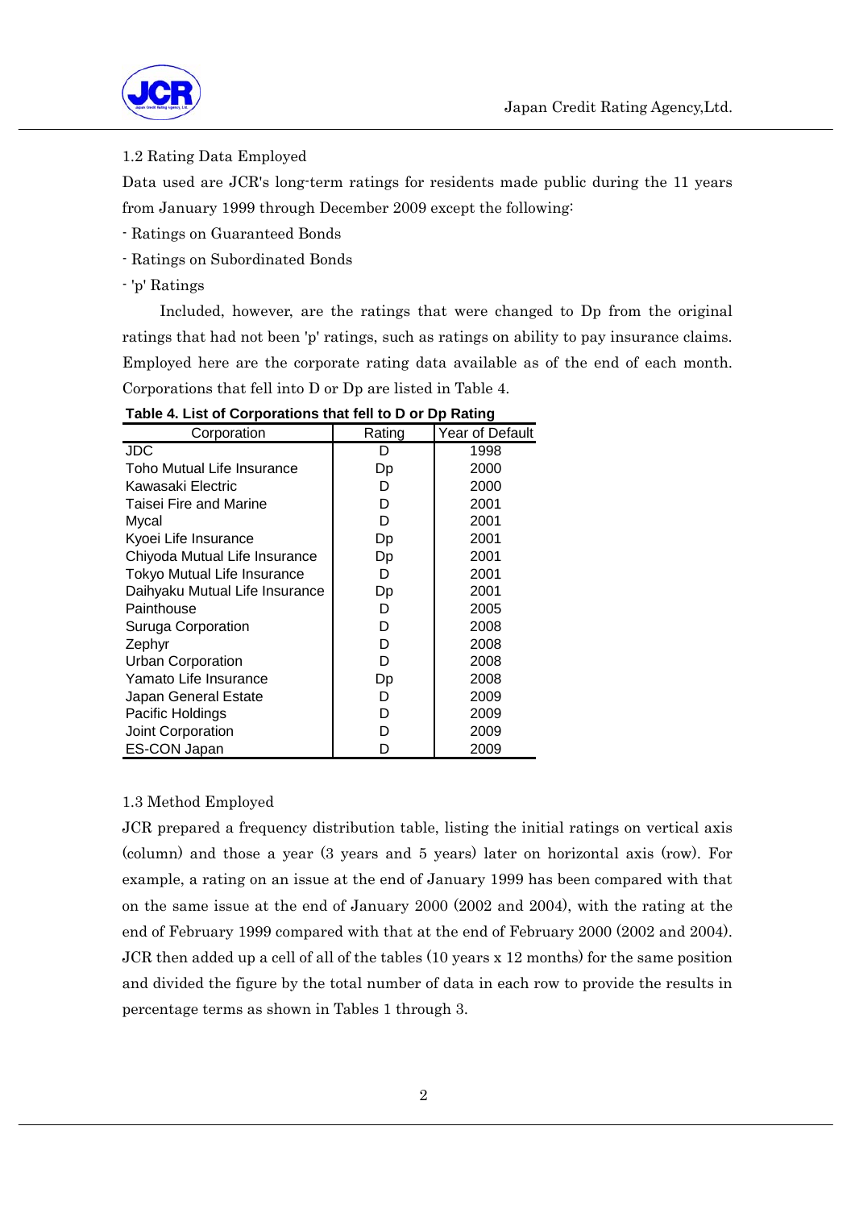1.2 Rating Data Employed

Data used are JCR's long-term ratings for residents made public during the 11 years from January 1999 through December 2009 except the following:

- Ratings on Guaranteed Bonds
- Ratings on Subordinated Bonds
- 'p' Ratings

Included, however, are the ratings that were changed to Dp from the original ratings that had not been 'p' ratings, such as ratings on ability to pay insurance claims. Employed here are the corporate rating data available as of the end of each month. Corporations that fell into D or Dp are listed in Table 4.

**Table 4. List of Corporations that fell to D or Dp Rating**

| Corporation | Rating | Year of Default |
|---|---|---|
| JDC | D | 1998 |
| Toho Mutual Life Insurance | Dp | 2000 |
| Kawasaki Electric | D | 2000 |
| Taisei Fire and Marine | D | 2001 |
| Mycal | D | 2001 |
| Kyoei Life Insurance | Dp | 2001 |
| Chiyoda Mutual Life Insurance | Dp | 2001 |
| Tokyo Mutual Life Insurance | D | 2001 |
| Daihyaku Mutual Life Insurance | Dp | 2001 |
| Painthouse | D | 2005 |
| Suruga Corporation | D | 2008 |
| Zephyr | D | 2008 |
| Urban Corporation | D | 2008 |
| Yamato Life Insurance | Dp | 2008 |
| Japan General Estate | D | 2009 |
| Pacific Holdings | D | 2009 |
| Joint Corporation | D | 2009 |
| ES-CON Japan | D | 2009 |

1.3 Method Employed

JCR prepared a frequency distribution table, listing the initial ratings on vertical axis (column) and those a year (3 years and 5 years) later on horizontal axis (row). For example, a rating on an issue at the end of January 1999 has been compared with that on the same issue at the end of January 2000 (2002 and 2004), with the rating at the end of February 1999 compared with that at the end of February 2000 (2002 and 2004). JCR then added up a cell of all of the tables (10 years x 12 months) for the same position and divided the figure by the total number of data in each row to provide the results in percentage terms as shown in Tables 1 through 3.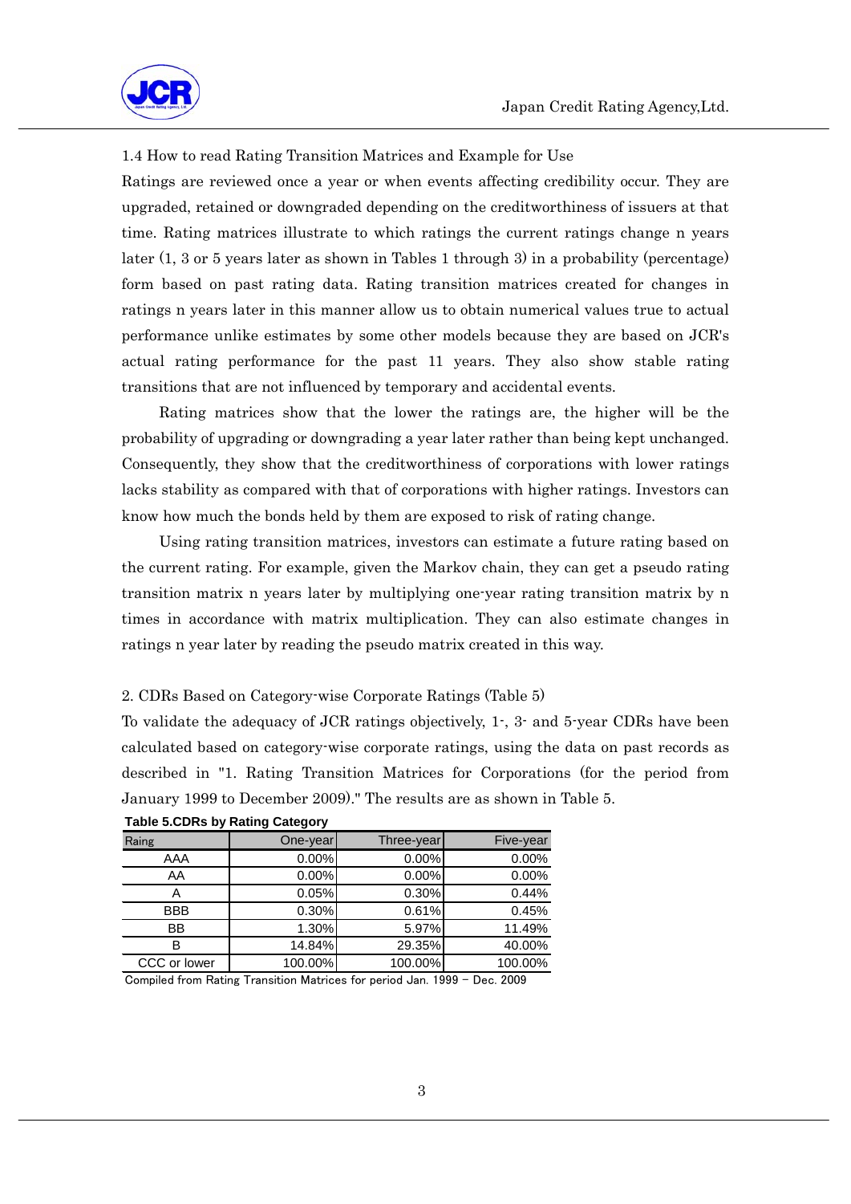### 1.4 How to read Rating Transition Matrices and Example for Use

Ratings are reviewed once a year or when events affecting credibility occur. They are upgraded, retained or downgraded depending on the creditworthiness of issuers at that time. Rating matrices illustrate to which ratings the current ratings change n years later (1, 3 or 5 years later as shown in Tables 1 through 3) in a probability (percentage) form based on past rating data. Rating transition matrices created for changes in ratings n years later in this manner allow us to obtain numerical values true to actual performance unlike estimates by some other models because they are based on JCR's actual rating performance for the past 11 years. They also show stable rating transitions that are not influenced by temporary and accidental events.

Rating matrices show that the lower the ratings are, the higher will be the probability of upgrading or downgrading a year later rather than being kept unchanged. Consequently, they show that the creditworthiness of corporations with lower ratings lacks stability as compared with that of corporations with higher ratings. Investors can know how much the bonds held by them are exposed to risk of rating change.

Using rating transition matrices, investors can estimate a future rating based on the current rating. For example, given the Markov chain, they can get a pseudo rating transition matrix n years later by multiplying one-year rating transition matrix by n times in accordance with matrix multiplication. They can also estimate changes in ratings n year later by reading the pseudo matrix created in this way.

## 2. CDRs Based on Category-wise Corporate Ratings (Table 5)

To validate the adequacy of JCR ratings objectively, 1-, 3- and 5-year CDRs have been calculated based on category-wise corporate ratings, using the data on past records as described in "1. Rating Transition Matrices for Corporations (for the period from January 1999 to December 2009)." The results are as shown in Table 5.

**Table 5.CDRs by Rating Category**

| Raing | One-year | Three-year | Five-year |
|---|---|---|---|
| AAA | 0.00% | 0.00% | 0.00% |
| AA | 0.00% | 0.00% | 0.00% |
| A | 0.05% | 0.30% | 0.44% |
| BBB | 0.30% | 0.61% | 0.45% |
| BB | 1.30% | 5.97% | 11.49% |
| B | 14.84% | 29.35% | 40.00% |
| CCC or lower | 100.00% | 100.00% | 100.00% |

Compiled from Rating Transition Matrices for period Jan. 1999 – Dec. 2009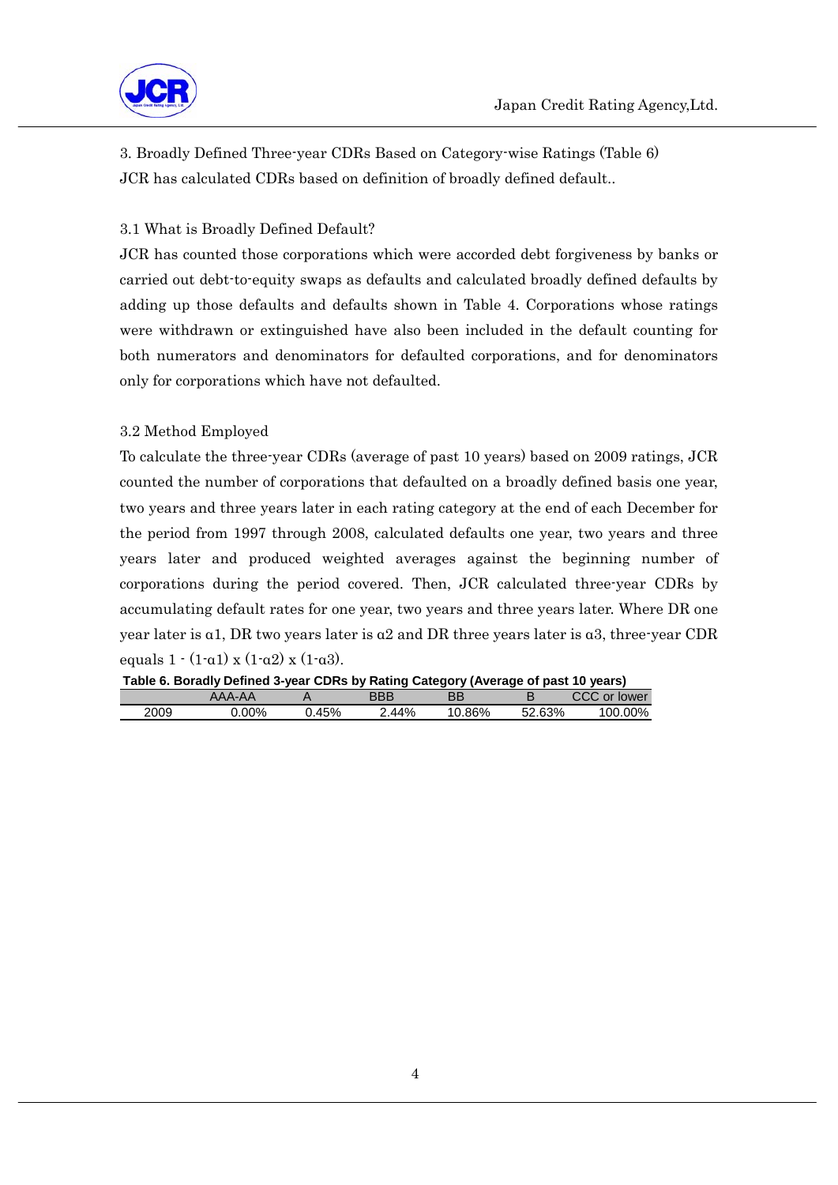## 3. Broadly Defined Three-year CDRs Based on Category-wise Ratings (Table 6)

JCR has calculated CDRs based on definition of broadly defined default..

### 3.1 What is Broadly Defined Default?

JCR has counted those corporations which were accorded debt forgiveness by banks or carried out debt-to-equity swaps as defaults and calculated broadly defined defaults by adding up those defaults and defaults shown in Table 4. Corporations whose ratings were withdrawn or extinguished have also been included in the default counting for both numerators and denominators for defaulted corporations, and for denominators only for corporations which have not defaulted.

### 3.2 Method Employed

To calculate the three-year CDRs (average of past 10 years) based on 2009 ratings, JCR counted the number of corporations that defaulted on a broadly defined basis one year, two years and three years later in each rating category at the end of each December for the period from 1997 through 2008, calculated defaults one year, two years and three years later and produced weighted averages against the beginning number of corporations during the period covered. Then, JCR calculated three-year CDRs by accumulating default rates for one year, two years and three years later. Where DR one year later is $\alpha 1$, DR two years later is $\alpha 2$ and DR three years later is $\alpha 3$, three-year CDR equals $1 - (1-\alpha 1) \times (1-\alpha 2) \times (1-\alpha 3)$.

**Table 6. Boradly Defined 3-year CDRs by Rating Category (Average of past 10 years)**

| | AAA-AA | A | BBB | BB | B | CCC or lower |
|---|---|---|---|---|---|---|
| 2009 | 0.00% | 0.45% | 2.44% | 10.86% | 52.63% | 100.00% |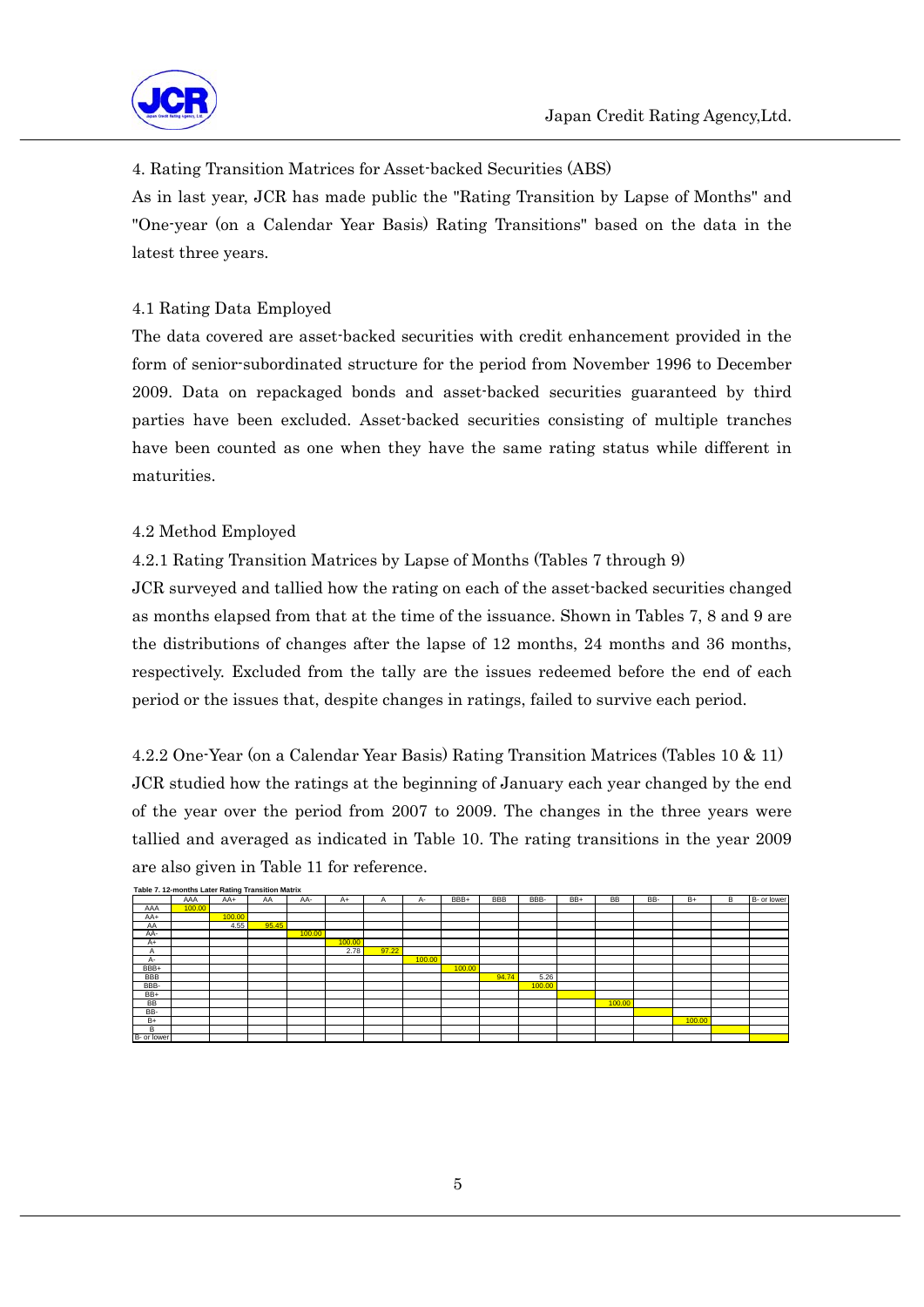## 4. Rating Transition Matrices for Asset-backed Securities (ABS)

As in last year, JCR has made public the "Rating Transition by Lapse of Months" and "One-year (on a Calendar Year Basis) Rating Transitions" based on the data in the latest three years.

### 4.1 Rating Data Employed

The data covered are asset-backed securities with credit enhancement provided in the form of senior-subordinated structure for the period from November 1996 to December 2009. Data on repackaged bonds and asset-backed securities guaranteed by third parties have been excluded. Asset-backed securities consisting of multiple tranches have been counted as one when they have the same rating status while different in maturities.

### 4.2 Method Employed

#### 4.2.1 Rating Transition Matrices by Lapse of Months (Tables 7 through 9)

JCR surveyed and tallied how the rating on each of the asset-backed securities changed as months elapsed from that at the time of the issuance. Shown in Tables 7, 8 and 9 are the distributions of changes after the lapse of 12 months, 24 months and 36 months, respectively. Excluded from the tally are the issues redeemed before the end of each period or the issues that, despite changes in ratings, failed to survive each period.

#### 4.2.2 One-Year (on a Calendar Year Basis) Rating Transition Matrices (Tables 10 & 11)

JCR studied how the ratings at the beginning of January each year changed by the end of the year over the period from 2007 to 2009. The changes in the three years were tallied and averaged as indicated in Table 10. The rating transitions in the year 2009 are also given in Table 11 for reference.

**Table 7. 12-months Later Rating Transition Matrix**

| | AAA | AA+ | AA | AA- | A+ | A | A- | BBB+ | BBB | BBB- | BB+ | BB | BB- | B+ | B | B- or lower |
|---|---|---|---|---|---|---|---|---|---|---|---|---|---|---|---|---|
| AAA | 100.00 | | | | | | | | | | | | | | | |
| AA+ | | 100.00 | | | | | | | | | | | | | | |
| AA | | 4.55 | 95.45 | | | | | | | | | | | | | |
| AA- | | | | 100.00 | | | | | | | | | | | | |
| A+ | | | | | 100.00 | | | | | | | | | | | |
| A | | | | | 2.78 | 97.22 | | | | | | | | | | |
| A- | | | | | | | 100.00 | | | | | | | | | |
| BBB+ | | | | | | | | 100.00 | | | | | | | | |
| BBB | | | | | | | | | 94.74 | 5.26 | | | | | | |
| BBB- | | | | | | | | | | 100.00 | | | | | | |
| BB+ | | | | | | | | | | | | | | | | |
| BB | | | | | | | | | | | | 100.00 | | | | |
| BB- | | | | | | | | | | | | | | | | |
| B+ | | | | | | | | | | | | | | 100.00 | | |
| B | | | | | | | | | | | | | | | | |
| B- or lower | | | | | | | | | | | | | | | | |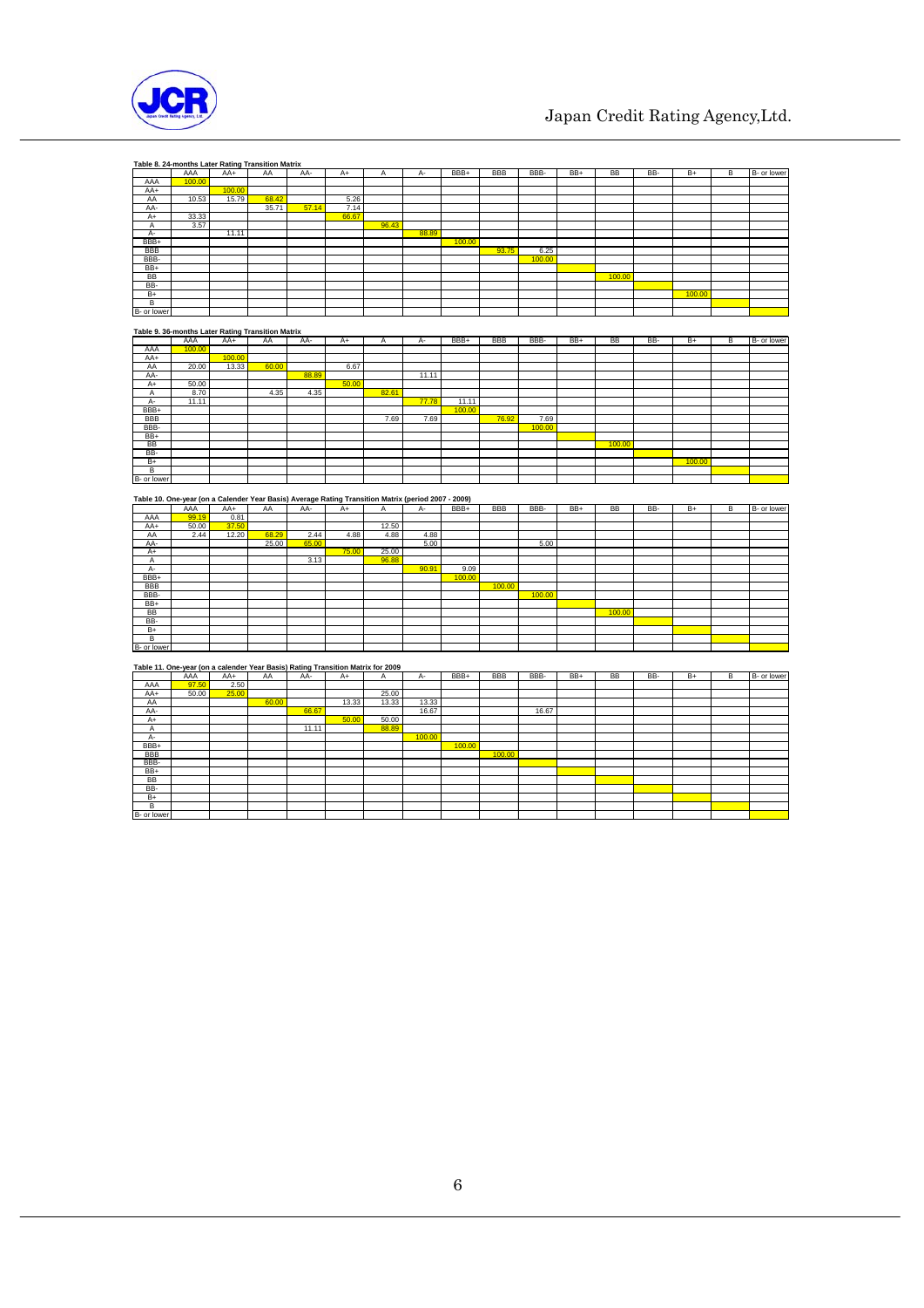Japan Credit Rating Agency,Ltd.

**Table 8. 24-months Later Rating Transition Matrix**

| | AAA | AA+ | AA | AA- | A+ | A | A- | BBB+ | BBB | BBB- | BB+ | BB | BB- | B+ | B | B- or lower |
|---|---|---|---|---|---|---|---|---|---|---|---|---|---|---|---|---|
| AAA | 100.00 | | | | | | | | | | | | | | | |
| AA+ | | 100.00 | | | | | | | | | | | | | | |
| AA | 10.53 | 15.79 | 68.42 | | 5.26 | | | | | | | | | | | |
| AA- | | | 35.71 | 57.14 | 7.14 | | | | | | | | | | | |
| A+ | 33.33 | | | | 66.67 | | | | | | | | | | | |
| A | 3.57 | | | | | 96.43 | | | | | | | | | | |
| A- | | 11.11 | | | | | 88.89 | | | | | | | | | |
| BBB+ | | | | | | | | 100.00 | | | | | | | | |
| BBB | | | | | | | | | 93.75 | 6.25 | | | | | | |
| BBB- | | | | | | | | | | 100.00 | | | | | | |
| BB+ | | | | | | | | | | | | | | | | |
| BB | | | | | | | | | | | | 100.00 | | | | |
| BB- | | | | | | | | | | | | | | | | |
| B+ | | | | | | | | | | | | | | 100.00 | | |
| B | | | | | | | | | | | | | | | | |
| B- or lower | | | | | | | | | | | | | | | | |

**Table 9. 36-months Later Rating Transition Matrix**

| | AAA | AA+ | AA | AA- | A+ | A | A- | BBB+ | BBB | BBB- | BB+ | BB | BB- | B+ | B | B- or lower |
|---|---|---|---|---|---|---|---|---|---|---|---|---|---|---|---|---|
| AAA | 100.00 | | | | | | | | | | | | | | | |
| AA+ | | 100.00 | | | | | | | | | | | | | | |
| AA | 20.00 | 13.33 | 60.00 | | 6.67 | | | | | | | | | | | |
| AA- | | | | 88.89 | | | 11.11 | | | | | | | | | |
| A+ | 50.00 | | | | 50.00 | | | | | | | | | | | |
| A | 8.70 | | 4.35 | 4.35 | | 82.61 | | | | | | | | | | |
| A- | 11.11 | | | | | | 77.78 | 11.11 | | | | | | | | |
| BBB+ | | | | | | | | 100.00 | | | | | | | | |
| BBB | | | | | | 7.69 | 7.69 | | 76.92 | 7.69 | | | | | | |
| BBB- | | | | | | | | | | 100.00 | | | | | | |
| BB+ | | | | | | | | | | | | | | | | |
| BB | | | | | | | | | | | | 100.00 | | | | |
| BB- | | | | | | | | | | | | | | | | |
| B+ | | | | | | | | | | | | | | 100.00 | | |
| B | | | | | | | | | | | | | | | | |
| B- or lower | | | | | | | | | | | | | | | | |

**Table 10. One-year (on a Calender Year Basis) Average Rating Transition Matrix (period 2007 - 2009)**

| | AAA | AA+ | AA | AA- | A+ | A | A- | BBB+ | BBB | BBB- | BB+ | BB | BB- | B+ | B | B- or lower |
|---|---|---|---|---|---|---|---|---|---|---|---|---|---|---|---|---|
| AAA | 99.19 | 0.81 | | | | | | | | | | | | | | |
| AA+ | 50.00 | 37.50 | | | | 12.50 | | | | | | | | | | |
| AA | 2.44 | 12.20 | 68.29 | 2.44 | 4.88 | 4.88 | 4.88 | | | | | | | | | |
| AA- | | | 25.00 | 65.00 | | | 5.00 | | | 5.00 | | | | | | |
| A+ | | | | | 75.00 | 25.00 | | | | | | | | | | |
| A | | | | 3.13 | | 96.88 | | | | | | | | | | |
| A- | | | | | | | 90.91 | 9.09 | | | | | | | | |
| BBB+ | | | | | | | | 100.00 | | | | | | | | |
| BBB | | | | | | | | | 100.00 | | | | | | | |
| BBB- | | | | | | | | | | 100.00 | | | | | | |
| BB+ | | | | | | | | | | | | | | | | |
| BB | | | | | | | | | | | | 100.00 | | | | |
| BB- | | | | | | | | | | | | | | | | |
| B+ | | | | | | | | | | | | | | | | |
| B | | | | | | | | | | | | | | | | |
| B- or lower | | | | | | | | | | | | | | | | |

**Table 11. One-year (on a calender Year Basis) Rating Transition Matrix for 2009**

| | AAA | AA+ | AA | AA- | A+ | A | A- | BBB+ | BBB | BBB- | BB+ | BB | BB- | B+ | B | B- or lower |
|---|---|---|---|---|---|---|---|---|---|---|---|---|---|---|---|---|
| AAA | 97.50 | 2.50 | | | | | | | | | | | | | | |
| AA+ | 50.00 | 25.00 | | | | 25.00 | | | | | | | | | | |
| AA | | | 60.00 | | 13.33 | 13.33 | 13.33 | | | | | | | | | |
| AA- | | | | 66.67 | | | 16.67 | | | 16.67 | | | | | | |
| A+ | | | | | 50.00 | 50.00 | | | | | | | | | | |
| A | | | | 11.11 | | 88.89 | | | | | | | | | | |
| A- | | | | | | | 100.00 | | | | | | | | | |
| BBB+ | | | | | | | | 100.00 | | | | | | | | |
| BBB | | | | | | | | | 100.00 | | | | | | | |
| BBB- | | | | | | | | | | | | | | | | |
| BB+ | | | | | | | | | | | | | | | | |
| BB | | | | | | | | | | | | | | | | |
| BB- | | | | | | | | | | | | | | | | |
| B+ | | | | | | | | | | | | | | | | |
| B | | | | | | | | | | | | | | | | |
| B- or lower | | | | | | | | | | | | | | | | |